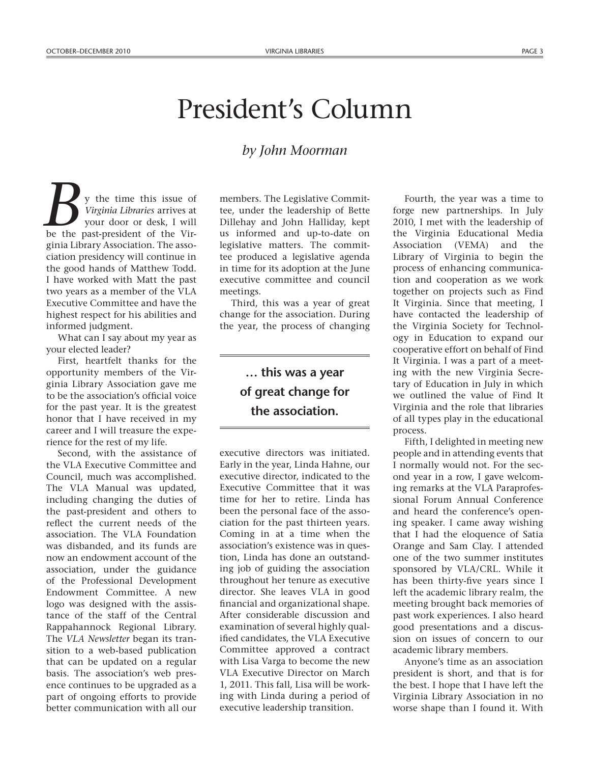# President's Column

*by John Moorman*

By the time this issue of *Virginia Libraries* arrives at your door or desk, I will be the past-president of the Virginia Library Association. The association presidency will continue in the good hands of Matthew Todd. I have worked with Matt the past two years as a member of the VLA Executive Committee and have the highest respect for his abilities and informed judgment.

What can I say about my year as your elected leader?

First, heartfelt thanks for the opportunity members of the Virginia Library Association gave me to be the association's official voice for the past year. It is the greatest honor that I have received in my career and I will treasure the experience for the rest of my life.

Second, with the assistance of the VLA Executive Committee and Council, much was accomplished. The VLA Manual was updated, including changing the duties of the past-president and others to reflect the current needs of the association. The VLA Foundation was disbanded, and its funds are now an endowment account of the association, under the guidance of the Professional Development Endowment Committee. A new logo was designed with the assistance of the staff of the Central Rappahannock Regional Library. The *VLA Newsletter* began its transition to a web-based publication that can be updated on a regular basis. The association's web presence continues to be upgraded as a part of ongoing efforts to provide better communication with all our members. The Legislative Committee, under the leadership of Bette Dillehay and John Halliday, kept us informed and up-to-date on legislative matters. The committee produced a legislative agenda in time for its adoption at the June executive committee and council meetings.

Third, this was a year of great change for the association. During the year, the process of changing executive directors was initiated. Early in the year, Linda Hahne, our executive director, indicated to the Executive Committee that it was time for her to retire. Linda has been the personal face of the association for the past thirteen years. Coming in at a time when the association's existence was in question, Linda has done an outstanding job of guiding the association throughout her tenure as executive director. She leaves VLA in good financial and organizational shape. After considerable discussion and examination of several highly qualified candidates, the VLA Executive Committee approved a contract with Lisa Varga to become the new VLA Executive Director on March 1, 2011. This fall, Lisa will be working with Linda during a period of executive leadership transition.

**… this was a year of great change for the association.**

Fourth, the year was a time to forge new partnerships. In July 2010, I met with the leadership of the Virginia Educational Media Association (VEMA) and the Library of Virginia to begin the process of enhancing communication and cooperation as we work together on projects such as Find It Virginia. Since that meeting, I have contacted the leadership of the Virginia Society for Technology in Education to expand our cooperative effort on behalf of Find It Virginia. I was a part of a meeting with the new Virginia Secretary of Education in July in which we outlined the value of Find It Virginia and the role that libraries of all types play in the educational process.

Fifth, I delighted in meeting new people and in attending events that I normally would not. For the second year in a row, I gave welcoming remarks at the VLA Paraprofessional Forum Annual Conference and heard the conference's opening speaker. I came away wishing that I had the eloquence of Satia Orange and Sam Clay. I attended one of the two summer institutes sponsored by VLA/CRL. While it has been thirty-five years since I left the academic library realm, the meeting brought back memories of past work experiences. I also heard good presentations and a discussion on issues of concern to our academic library members.

Anyone's time as an association president is short, and that is for the best. I hope that I have left the Virginia Library Association in no worse shape than I found it. With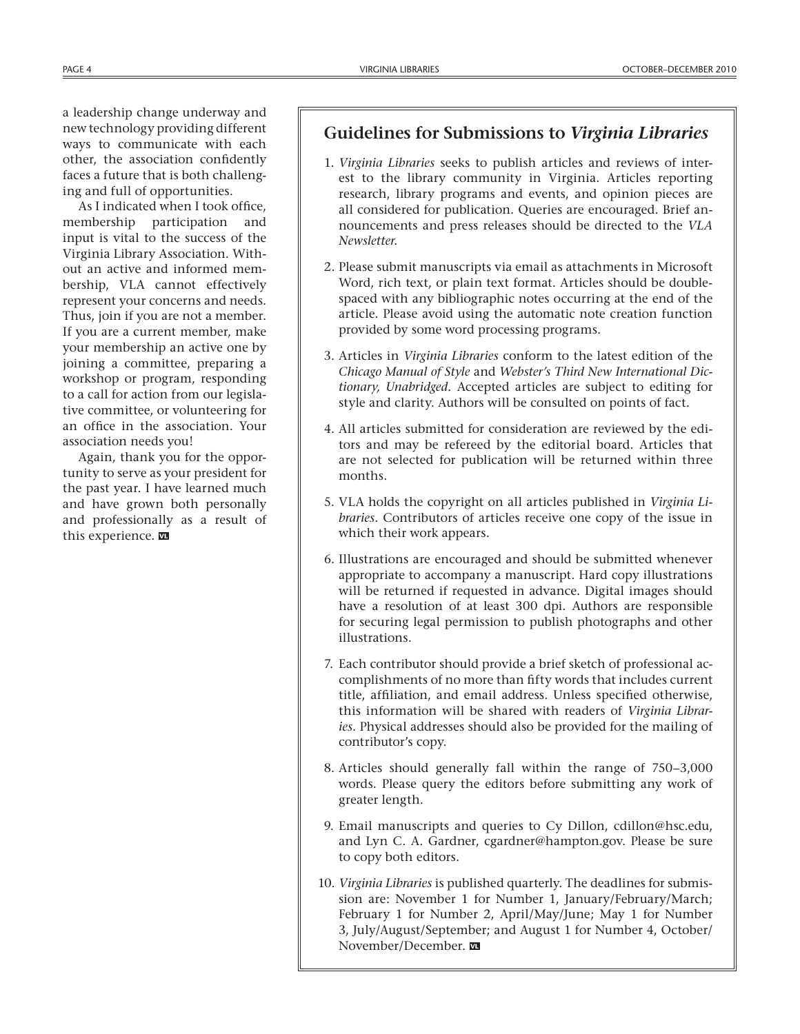a leadership change underway and new technology providing different ways to communicate with each other, the association confidently faces a future that is both challenging and full of opportunities.

As I indicated when I took office, membership participation and input is vital to the success of the Virginia Library Association. Without an active and informed membership, VLA cannot effectively represent your concerns and needs. Thus, join if you are not a member. If you are a current member, make your membership an active one by joining a committee, preparing a workshop or program, responding to a call for action from our legislative committee, or volunteering for an office in the association. Your association needs you!

Again, thank you for the opportunity to serve as your president for the past year. I have learned much and have grown both personally and professionally as a result of this experience. VL

## Guidelines for Submissions to *Virginia Libraries*

1. *Virginia Libraries* seeks to publish articles and reviews of interest to the library community in Virginia. Articles reporting research, library programs and events, and opinion pieces are all considered for publication. Queries are encouraged. Brief announcements and press releases should be directed to the *VLA Newsletter*.
2. Please submit manuscripts via email as attachments in Microsoft Word, rich text, or plain text format. Articles should be double-spaced with any bibliographic notes occurring at the end of the article. Please avoid using the automatic note creation function provided by some word processing programs.
3. Articles in *Virginia Libraries* conform to the latest edition of the *Chicago Manual of Style* and *Webster's Third New International Dictionary, Unabridged*. Accepted articles are subject to editing for style and clarity. Authors will be consulted on points of fact.
4. All articles submitted for consideration are reviewed by the editors and may be refereed by the editorial board. Articles that are not selected for publication will be returned within three months.
5. VLA holds the copyright on all articles published in *Virginia Libraries*. Contributors of articles receive one copy of the issue in which their work appears.
6. Illustrations are encouraged and should be submitted whenever appropriate to accompany a manuscript. Hard copy illustrations will be returned if requested in advance. Digital images should have a resolution of at least 300 dpi. Authors are responsible for securing legal permission to publish photographs and other illustrations.
7. Each contributor should provide a brief sketch of professional accomplishments of no more than fifty words that includes current title, affiliation, and email address. Unless specified otherwise, this information will be shared with readers of *Virginia Libraries*. Physical addresses should also be provided for the mailing of contributor's copy.
8. Articles should generally fall within the range of 750–3,000 words. Please query the editors before submitting any work of greater length.
9. Email manuscripts and queries to Cy Dillon, cdillon@hsc.edu, and Lyn C. A. Gardner, cgardner@hampton.gov. Please be sure to copy both editors.
10. *Virginia Libraries* is published quarterly. The deadlines for submission are: November 1 for Number 1, January/February/March; February 1 for Number 2, April/May/June; May 1 for Number 3, July/August/September; and August 1 for Number 4, October/November/December. VL